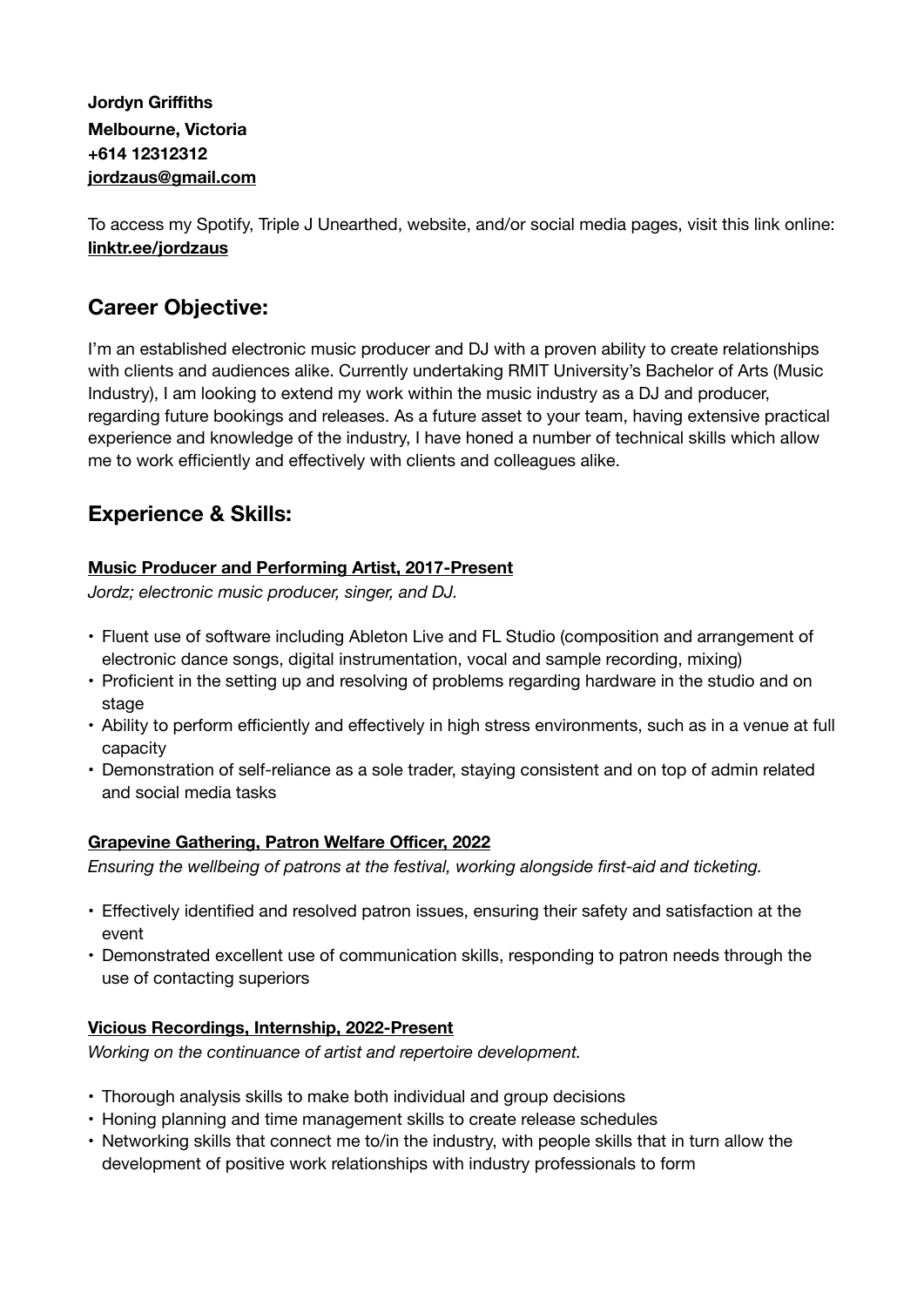**Jordyn Griffiths**
**Melbourne, Victoria**
**+614 12312312**
**jordzaus@gmail.com**

To access my Spotify, Triple J Unearthed, website, and/or social media pages, visit this link online: **linktr.ee/jordzaus**

## Career Objective:

I'm an established electronic music producer and DJ with a proven ability to create relationships with clients and audiences alike. Currently undertaking RMIT University's Bachelor of Arts (Music Industry), I am looking to extend my work within the music industry as a DJ and producer, regarding future bookings and releases. As a future asset to your team, having extensive practical experience and knowledge of the industry, I have honed a number of technical skills which allow me to work efficiently and effectively with clients and colleagues alike.

## Experience & Skills:

### Music Producer and Performing Artist, 2017-Present

*Jordz; electronic music producer, singer, and DJ.*

- Fluent use of software including Ableton Live and FL Studio (composition and arrangement of electronic dance songs, digital instrumentation, vocal and sample recording, mixing)
- Proficient in the setting up and resolving of problems regarding hardware in the studio and on stage
- Ability to perform efficiently and effectively in high stress environments, such as in a venue at full capacity
- Demonstration of self-reliance as a sole trader, staying consistent and on top of admin related and social media tasks

### Grapevine Gathering, Patron Welfare Officer, 2022

*Ensuring the wellbeing of patrons at the festival, working alongside first-aid and ticketing.*

- Effectively identified and resolved patron issues, ensuring their safety and satisfaction at the event
- Demonstrated excellent use of communication skills, responding to patron needs through the use of contacting superiors

### Vicious Recordings, Internship, 2022-Present

*Working on the continuance of artist and repertoire development.*

- Thorough analysis skills to make both individual and group decisions
- Honing planning and time management skills to create release schedules
- Networking skills that connect me to/in the industry, with people skills that in turn allow the development of positive work relationships with industry professionals to form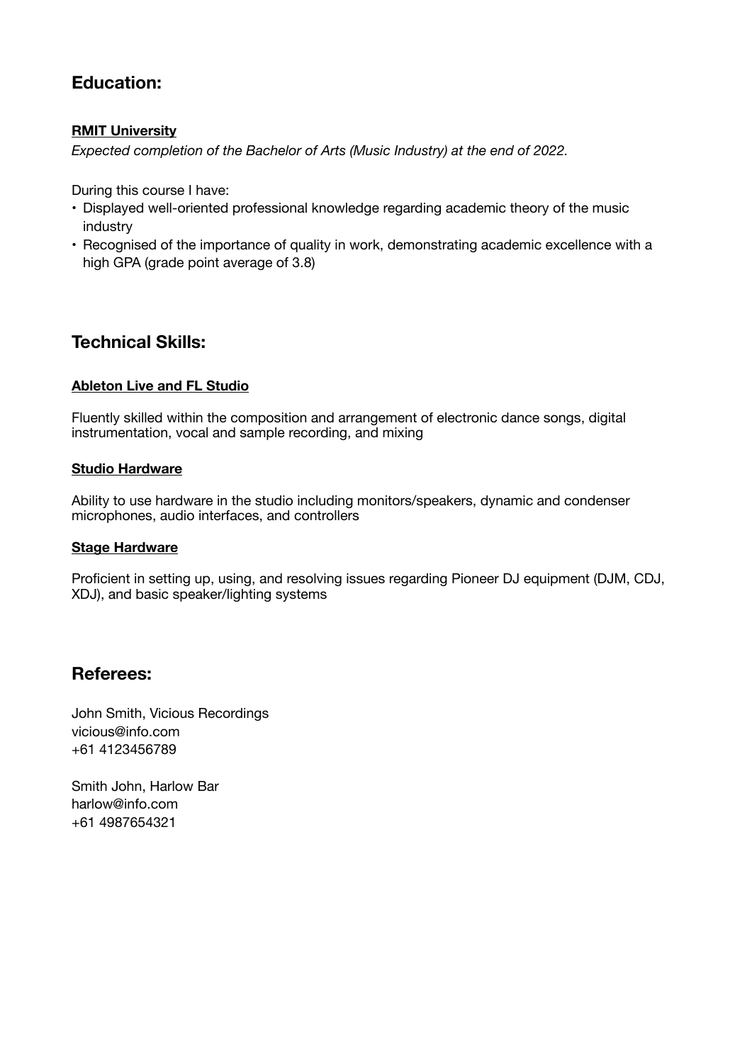## Education:

**RMIT University**

*Expected completion of the Bachelor of Arts (Music Industry) at the end of 2022.*

During this course I have:

- Displayed well-oriented professional knowledge regarding academic theory of the music industry
- Recognised of the importance of quality in work, demonstrating academic excellence with a high GPA (grade point average of 3.8)

## Technical Skills:

**Ableton Live and FL Studio**

Fluently skilled within the composition and arrangement of electronic dance songs, digital instrumentation, vocal and sample recording, and mixing

**Studio Hardware**

Ability to use hardware in the studio including monitors/speakers, dynamic and condenser microphones, audio interfaces, and controllers

**Stage Hardware**

Proficient in setting up, using, and resolving issues regarding Pioneer DJ equipment (DJM, CDJ, XDJ), and basic speaker/lighting systems

## Referees:

John Smith, Vicious Recordings
vicious@info.com
+61 4123456789

Smith John, Harlow Bar
harlow@info.com
+61 4987654321